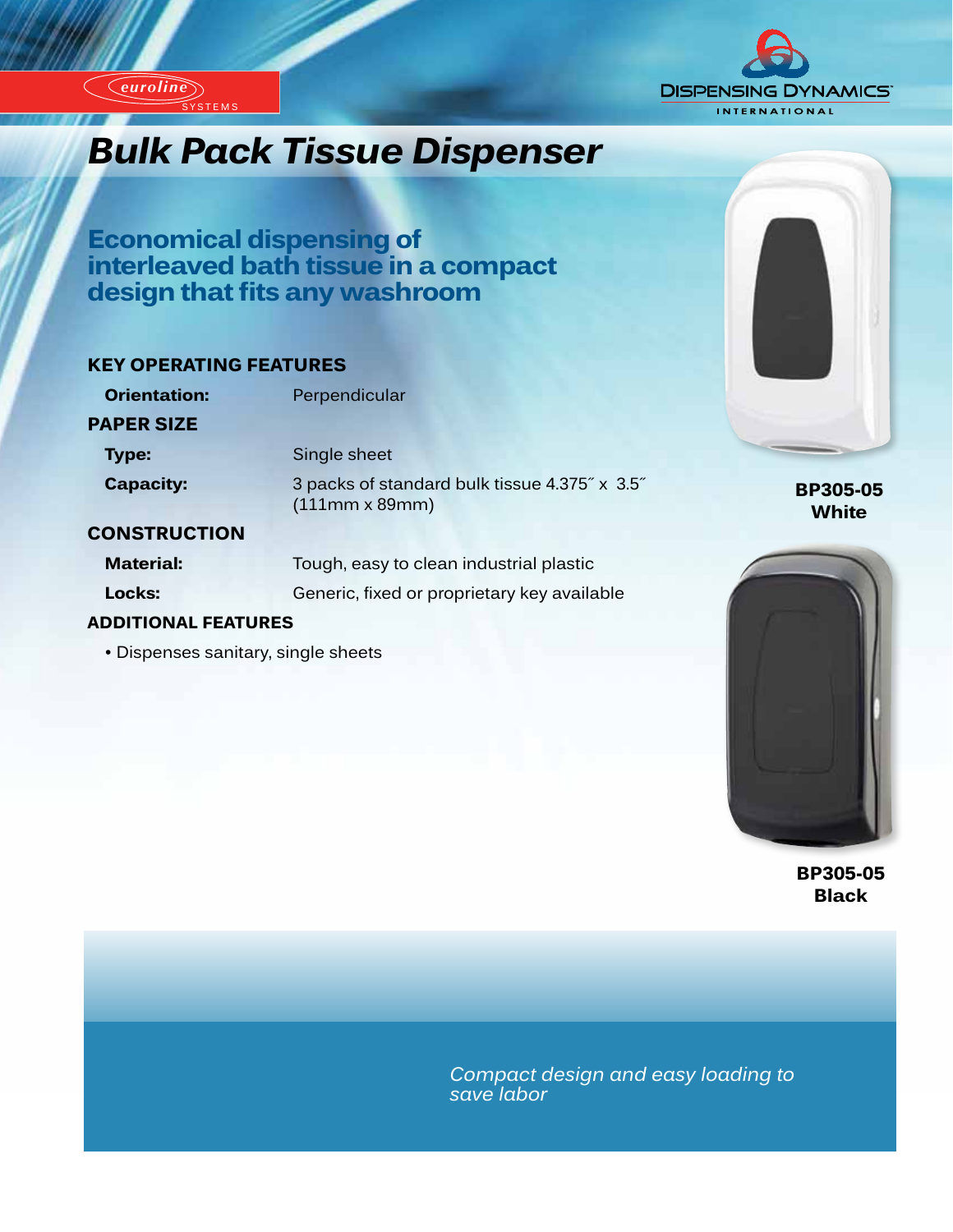euroline SYSTEMS

DISPENSING DYNAMICS INTERNATIONAL

# Bulk Pack Tissue Dispenser

## Economical dispensing of interleaved bath tissue in a compact design that fits any washroom

### KEY OPERATING FEATURES

**Orientation:** Perpendicular

### PAPER SIZE

**Type:** Single sheet

**Capacity:** 3 packs of standard bulk tissue 4.375″ x 3.5″ (111mm x 89mm)

### CONSTRUCTION

**Material:** Tough, easy to clean industrial plastic

**Locks:** Generic, fixed or proprietary key available

### ADDITIONAL FEATURES

- Dispenses sanitary, single sheets

**BP305-05 White**

**BP305-05 Black**

*Compact design and easy loading to save labor*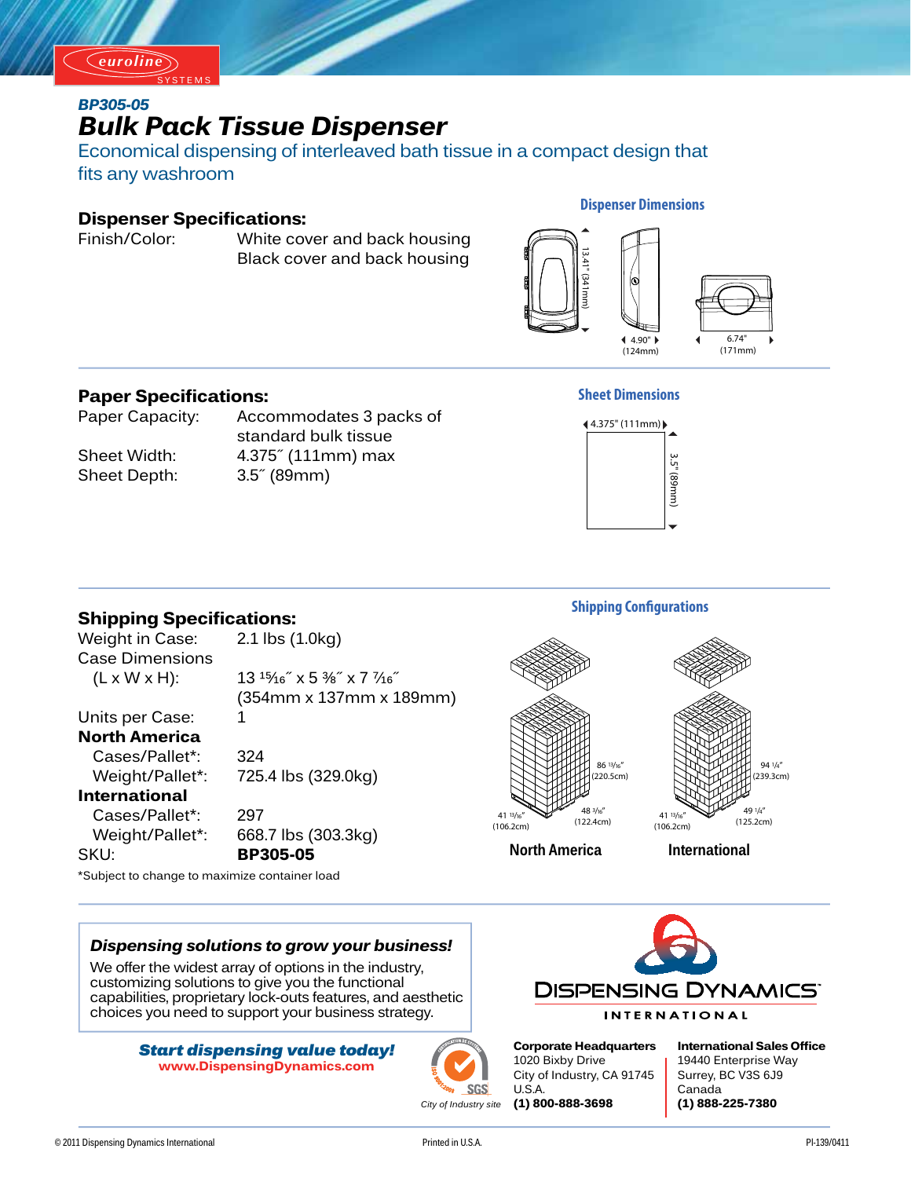euroline SYSTEMS

*BP305-05*

# *Bulk Pack Tissue Dispenser*

Economical dispensing of interleaved bath tissue in a compact design that fits any washroom

## Dispenser Specifications:

| | |
|---|---|
| Finish/Color: | White cover and back housing<br>Black cover and back housing |

**Dispenser Dimensions**

13.41" (341mm)

4.90" (124mm)

6.74" (171mm)

## Paper Specifications:

| | |
|---|---|
| Paper Capacity: | Accommodates 3 packs of standard bulk tissue |
| Sheet Width: | 4.375˝ (111mm) max |
| Sheet Depth: | 3.5˝ (89mm) |

**Sheet Dimensions**

4.375" (111mm)

3.5" (89mm)

## Shipping Specifications:

| | |
|---|---|
| Weight in Case: | 2.1 lbs (1.0kg) |
| Case Dimensions (L x W x H): | 13 15⁄16˝ x 5 3⁄8˝ x 7 7⁄16˝ (354mm x 137mm x 189mm) |
| Units per Case: | 1 |
| **North America** | |
| Cases/Pallet*: | 324 |
| Weight/Pallet*: | 725.4 lbs (329.0kg) |
| **International** | |
| Cases/Pallet*: | 297 |
| Weight/Pallet*: | 668.7 lbs (303.3kg) |
| SKU: | **BP305-05** |

*Subject to change to maximize container load

**Shipping Configurations**

86 13/16" (220.5cm)

41 13/16" (106.2cm)

48 3/16" (122.4cm)

**North America**

94 1/4" (239.3cm)

41 13/16" (106.2cm)

49 1/4" (125.2cm)

**International**

***Dispensing solutions to grow your business!***

We offer the widest array of options in the industry, customizing solutions to give you the functional capabilities, proprietary lock-outs features, and aesthetic choices you need to support your business strategy.

***Start dispensing value today!***
**www.DispensingDynamics.com**

ISO 9001:2008 SGS

*City of Industry site*

DISPENSING DYNAMICS INTERNATIONAL

**Corporate Headquarters**
1020 Bixby Drive
City of Industry, CA 91745
U.S.A.
**(1) 800-888-3698**

**International Sales Office**
19440 Enterprise Way
Surrey, BC V3S 6J9
Canada
**(1) 888-225-7380**

© 2011 Dispensing Dynamics International

Printed in U.S.A.

PI-139/0411